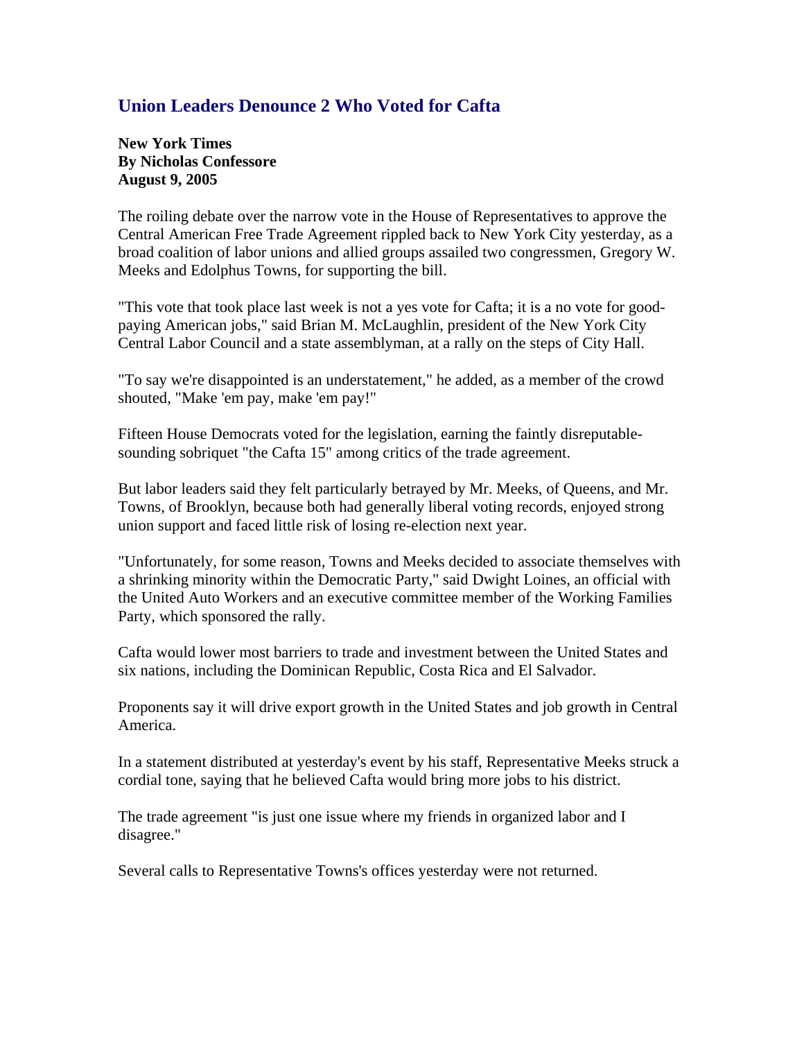# Union Leaders Denounce 2 Who Voted for Cafta

**New York Times**
**By Nicholas Confessore**
**August 9, 2005**

The roiling debate over the narrow vote in the House of Representatives to approve the Central American Free Trade Agreement rippled back to New York City yesterday, as a broad coalition of labor unions and allied groups assailed two congressmen, Gregory W. Meeks and Edolphus Towns, for supporting the bill.

"This vote that took place last week is not a yes vote for Cafta; it is a no vote for good-paying American jobs," said Brian M. McLaughlin, president of the New York City Central Labor Council and a state assemblyman, at a rally on the steps of City Hall.

"To say we're disappointed is an understatement," he added, as a member of the crowd shouted, "Make 'em pay, make 'em pay!"

Fifteen House Democrats voted for the legislation, earning the faintly disreputable-sounding sobriquet "the Cafta 15" among critics of the trade agreement.

But labor leaders said they felt particularly betrayed by Mr. Meeks, of Queens, and Mr. Towns, of Brooklyn, because both had generally liberal voting records, enjoyed strong union support and faced little risk of losing re-election next year.

"Unfortunately, for some reason, Towns and Meeks decided to associate themselves with a shrinking minority within the Democratic Party," said Dwight Loines, an official with the United Auto Workers and an executive committee member of the Working Families Party, which sponsored the rally.

Cafta would lower most barriers to trade and investment between the United States and six nations, including the Dominican Republic, Costa Rica and El Salvador.

Proponents say it will drive export growth in the United States and job growth in Central America.

In a statement distributed at yesterday's event by his staff, Representative Meeks struck a cordial tone, saying that he believed Cafta would bring more jobs to his district.

The trade agreement "is just one issue where my friends in organized labor and I disagree."

Several calls to Representative Towns's offices yesterday were not returned.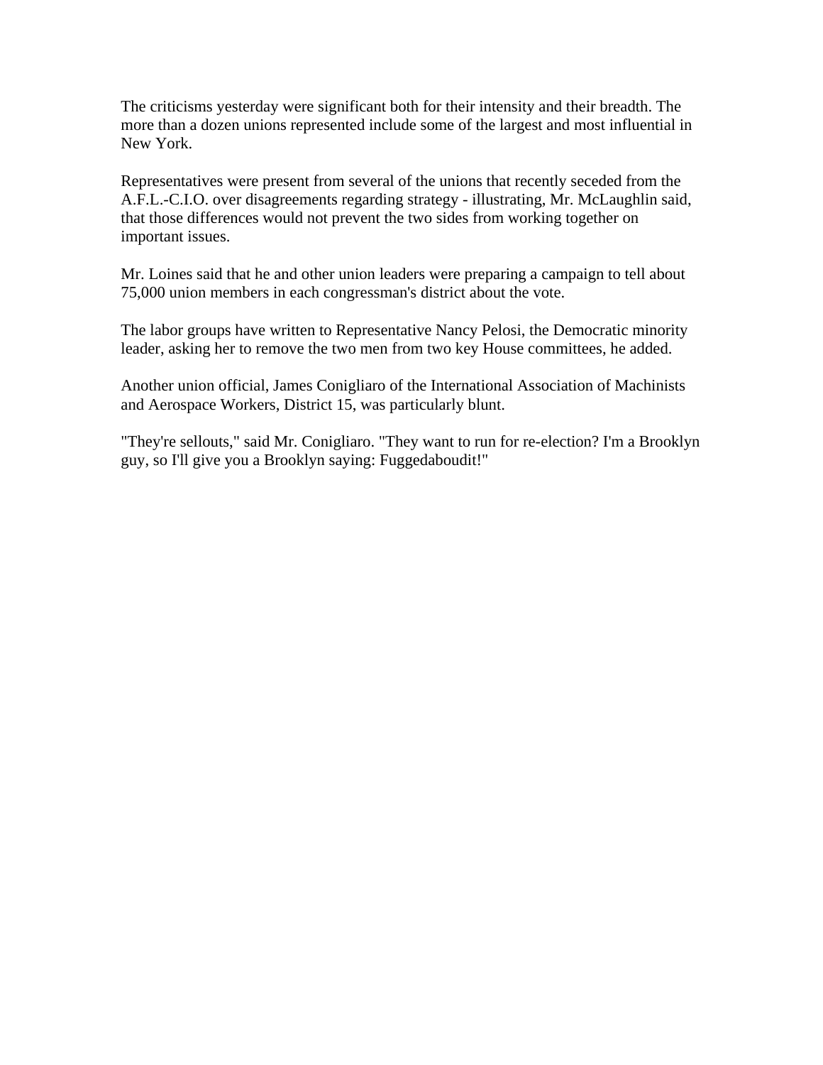The criticisms yesterday were significant both for their intensity and their breadth. The more than a dozen unions represented include some of the largest and most influential in New York.

Representatives were present from several of the unions that recently seceded from the A.F.L.-C.I.O. over disagreements regarding strategy - illustrating, Mr. McLaughlin said, that those differences would not prevent the two sides from working together on important issues.

Mr. Loines said that he and other union leaders were preparing a campaign to tell about 75,000 union members in each congressman's district about the vote.

The labor groups have written to Representative Nancy Pelosi, the Democratic minority leader, asking her to remove the two men from two key House committees, he added.

Another union official, James Conigliaro of the International Association of Machinists and Aerospace Workers, District 15, was particularly blunt.

"They're sellouts," said Mr. Conigliaro. "They want to run for re-election? I'm a Brooklyn guy, so I'll give you a Brooklyn saying: Fuggedaboudit!"